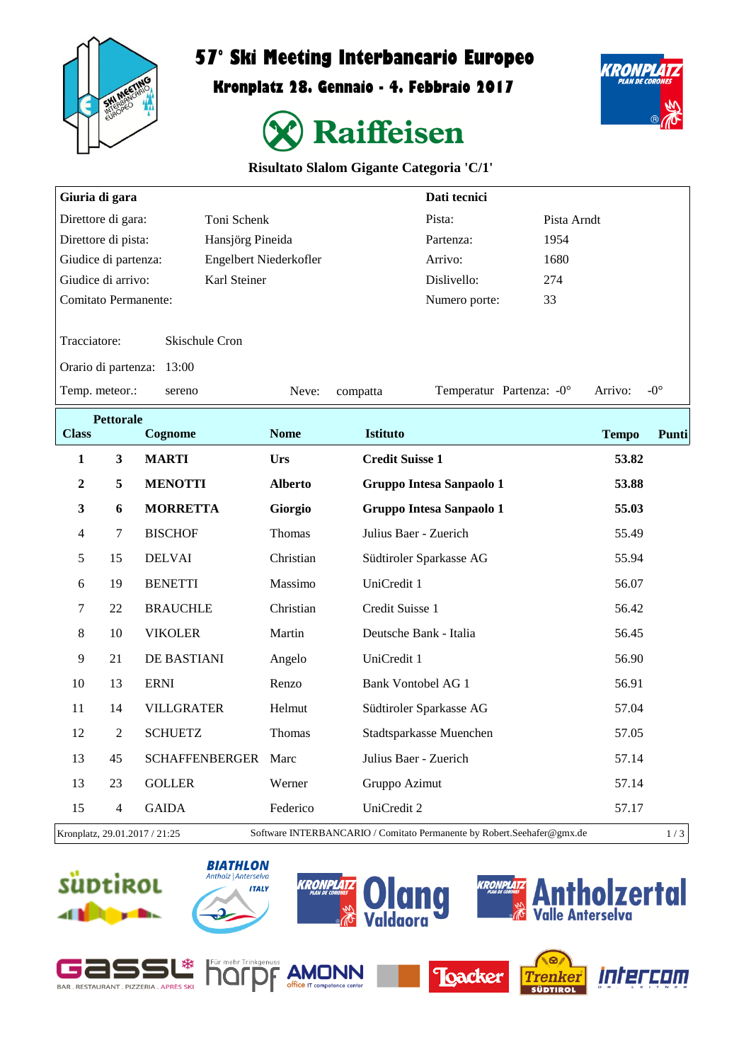# 57° Ski Meeting Interbancario Europeo

## Kronplatz 28. Gennaio - 4. Febbraio 2017

Raiffeisen

### Risultato Slalom Gigante Categoria 'C/1'

| Giuria di gara | | Dati tecnici | |
|---|---|---|---|
| Direttore di gara: | Toni Schenk | Pista: | Pista Arndt |
| Direttore di pista: | Hansjörg Pineida | Partenza: | 1954 |
| Giudice di partenza: | Engelbert Niederkofler | Arrivo: | 1680 |
| Giudice di arrivo: | Karl Steiner | Dislivello: | 274 |
| Comitato Permanente: | | Numero porte: | 33 |

Tracciatore: Skischule Cron

Orario di partenza: 13:00

Temp. meteor.: sereno Neve: compatta Temperatur Partenza: -0° Arrivo: -0°

| Class | Pettorale | Cognome | Nome | Istituto | Tempo | Punti |
|---|---|---|---|---|---|---|
| **1** | **3** | **MARTI** | **Urs** | **Credit Suisse 1** | **53.82** | |
| **2** | **5** | **MENOTTI** | **Alberto** | **Gruppo Intesa Sanpaolo 1** | **53.88** | |
| **3** | **6** | **MORRETTA** | **Giorgio** | **Gruppo Intesa Sanpaolo 1** | **55.03** | |
| 4 | 7 | BISCHOF | Thomas | Julius Baer - Zuerich | 55.49 | |
| 5 | 15 | DELVAI | Christian | Südtiroler Sparkasse AG | 55.94 | |
| 6 | 19 | BENETTI | Massimo | UniCredit 1 | 56.07 | |
| 7 | 22 | BRAUCHLE | Christian | Credit Suisse 1 | 56.42 | |
| 8 | 10 | VIKOLER | Martin | Deutsche Bank - Italia | 56.45 | |
| 9 | 21 | DE BASTIANI | Angelo | UniCredit 1 | 56.90 | |
| 10 | 13 | ERNI | Renzo | Bank Vontobel AG 1 | 56.91 | |
| 11 | 14 | VILLGRATER | Helmut | Südtiroler Sparkasse AG | 57.04 | |
| 12 | 2 | SCHUETZ | Thomas | Stadtsparkasse Muenchen | 57.05 | |
| 13 | 45 | SCHAFFENBERGER | Marc | Julius Baer - Zuerich | 57.14 | |
| 13 | 23 | GOLLER | Werner | Gruppo Azimut | 57.14 | |
| 15 | 4 | GAIDA | Federico | UniCredit 2 | 57.17 | |

Kronplatz, 29.01.2017 / 21:25 Software INTERBANCARIO / Comitato Permanente by Robert.Seehafer@gmx.de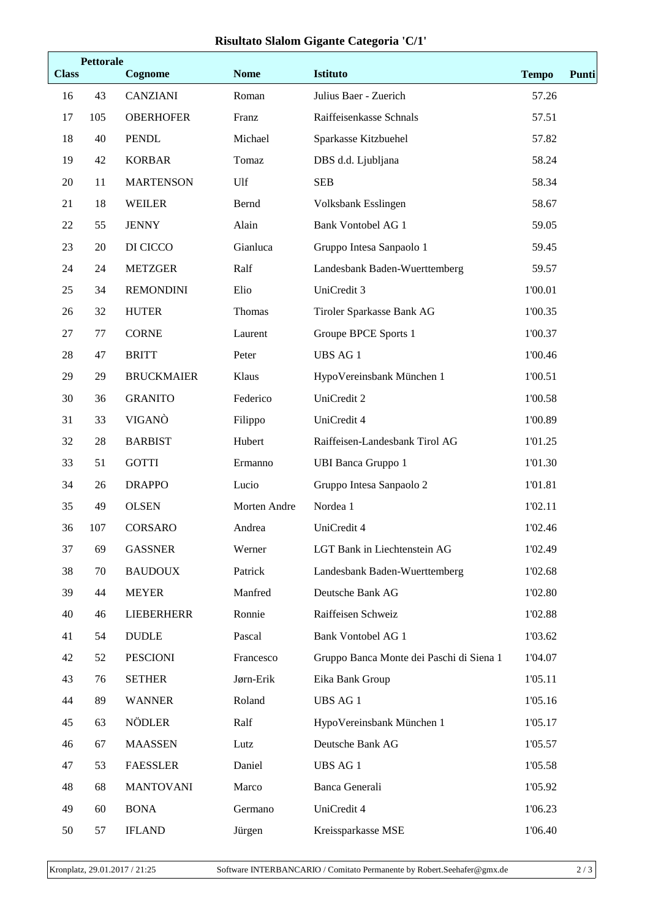# Risultato Slalom Gigante Categoria 'C/1'

| Class | Pettorale | Cognome | Nome | Istituto | Tempo | Punti |
|---|---|---|---|---|---|---|
| 16 | 43 | CANZIANI | Roman | Julius Baer - Zuerich | 57.26 | |
| 17 | 105 | OBERHOFER | Franz | Raiffeisenkasse Schnals | 57.51 | |
| 18 | 40 | PENDL | Michael | Sparkasse Kitzbuehel | 57.82 | |
| 19 | 42 | KORBAR | Tomaz | DBS d.d. Ljubljana | 58.24 | |
| 20 | 11 | MARTENSON | Ulf | SEB | 58.34 | |
| 21 | 18 | WEILER | Bernd | Volksbank Esslingen | 58.67 | |
| 22 | 55 | JENNY | Alain | Bank Vontobel AG 1 | 59.05 | |
| 23 | 20 | DI CICCO | Gianluca | Gruppo Intesa Sanpaolo 1 | 59.45 | |
| 24 | 24 | METZGER | Ralf | Landesbank Baden-Wuerttemberg | 59.57 | |
| 25 | 34 | REMONDINI | Elio | UniCredit 3 | 1'00.01 | |
| 26 | 32 | HUTER | Thomas | Tiroler Sparkasse Bank AG | 1'00.35 | |
| 27 | 77 | CORNE | Laurent | Groupe BPCE Sports 1 | 1'00.37 | |
| 28 | 47 | BRITT | Peter | UBS AG 1 | 1'00.46 | |
| 29 | 29 | BRUCKMAIER | Klaus | HypoVereinsbank München 1 | 1'00.51 | |
| 30 | 36 | GRANITO | Federico | UniCredit 2 | 1'00.58 | |
| 31 | 33 | VIGANÒ | Filippo | UniCredit 4 | 1'00.89 | |
| 32 | 28 | BARBIST | Hubert | Raiffeisen-Landesbank Tirol AG | 1'01.25 | |
| 33 | 51 | GOTTI | Ermanno | UBI Banca Gruppo 1 | 1'01.30 | |
| 34 | 26 | DRAPPO | Lucio | Gruppo Intesa Sanpaolo 2 | 1'01.81 | |
| 35 | 49 | OLSEN | Morten Andre | Nordea 1 | 1'02.11 | |
| 36 | 107 | CORSARO | Andrea | UniCredit 4 | 1'02.46 | |
| 37 | 69 | GASSNER | Werner | LGT Bank in Liechtenstein AG | 1'02.49 | |
| 38 | 70 | BAUDOUX | Patrick | Landesbank Baden-Wuerttemberg | 1'02.68 | |
| 39 | 44 | MEYER | Manfred | Deutsche Bank AG | 1'02.80 | |
| 40 | 46 | LIEBERHERR | Ronnie | Raiffeisen Schweiz | 1'02.88 | |
| 41 | 54 | DUDLE | Pascal | Bank Vontobel AG 1 | 1'03.62 | |
| 42 | 52 | PESCIONI | Francesco | Gruppo Banca Monte dei Paschi di Siena 1 | 1'04.07 | |
| 43 | 76 | SETHER | Jørn-Erik | Eika Bank Group | 1'05.11 | |
| 44 | 89 | WANNER | Roland | UBS AG 1 | 1'05.16 | |
| 45 | 63 | NÖDLER | Ralf | HypoVereinsbank München 1 | 1'05.17 | |
| 46 | 67 | MAASSEN | Lutz | Deutsche Bank AG | 1'05.57 | |
| 47 | 53 | FAESSLER | Daniel | UBS AG 1 | 1'05.58 | |
| 48 | 68 | MANTOVANI | Marco | Banca Generali | 1'05.92 | |
| 49 | 60 | BONA | Germano | UniCredit 4 | 1'06.23 | |
| 50 | 57 | IFLAND | Jürgen | Kreissparkasse MSE | 1'06.40 | |

Kronplatz, 29.01.2017 / 21:25 — Software INTERBANCARIO / Comitato Permanente by Robert.Seehafer@gmx.de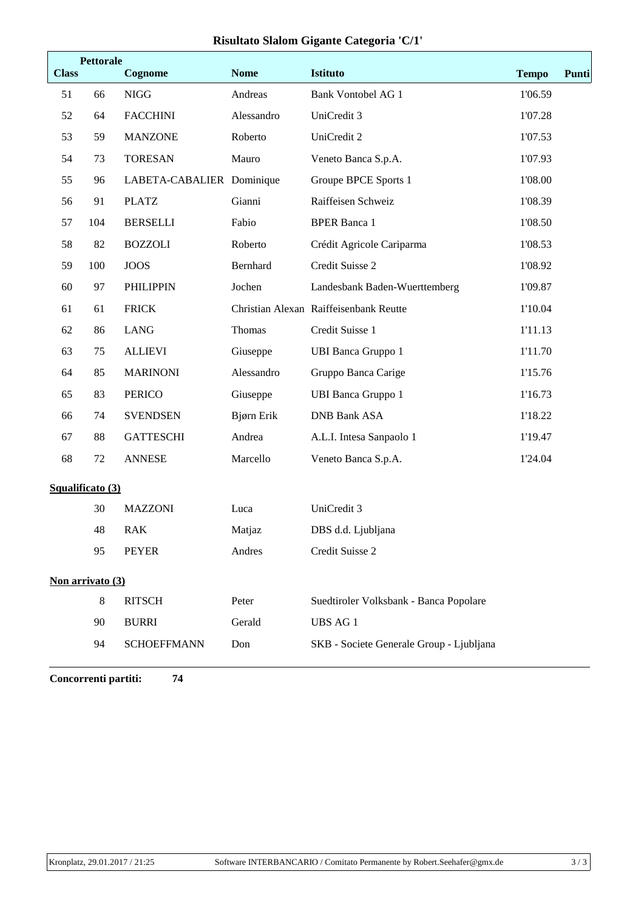# Risultato Slalom Gigante Categoria 'C/1'

| Class | Pettorale | Cognome | Nome | Istituto | Tempo | Punti |
|---|---|---|---|---|---|---|
| 51 | 66 | NIGG | Andreas | Bank Vontobel AG 1 | 1'06.59 | |
| 52 | 64 | FACCHINI | Alessandro | UniCredit 3 | 1'07.28 | |
| 53 | 59 | MANZONE | Roberto | UniCredit 2 | 1'07.53 | |
| 54 | 73 | TORESAN | Mauro | Veneto Banca S.p.A. | 1'07.93 | |
| 55 | 96 | LABETA-CABALIER | Dominique | Groupe BPCE Sports 1 | 1'08.00 | |
| 56 | 91 | PLATZ | Gianni | Raiffeisen Schweiz | 1'08.39 | |
| 57 | 104 | BERSELLI | Fabio | BPER Banca 1 | 1'08.50 | |
| 58 | 82 | BOZZOLI | Roberto | Crédit Agricole Cariparma | 1'08.53 | |
| 59 | 100 | JOOS | Bernhard | Credit Suisse 2 | 1'08.92 | |
| 60 | 97 | PHILIPPIN | Jochen | Landesbank Baden-Wuerttemberg | 1'09.87 | |
| 61 | 61 | FRICK | Christian Alexan | Raiffeisenbank Reutte | 1'10.04 | |
| 62 | 86 | LANG | Thomas | Credit Suisse 1 | 1'11.13 | |
| 63 | 75 | ALLIEVI | Giuseppe | UBI Banca Gruppo 1 | 1'11.70 | |
| 64 | 85 | MARINONI | Alessandro | Gruppo Banca Carige | 1'15.76 | |
| 65 | 83 | PERICO | Giuseppe | UBI Banca Gruppo 1 | 1'16.73 | |
| 66 | 74 | SVENDSEN | Bjørn Erik | DNB Bank ASA | 1'18.22 | |
| 67 | 88 | GATTESCHI | Andrea | A.L.I. Intesa Sanpaolo 1 | 1'19.47 | |
| 68 | 72 | ANNESE | Marcello | Veneto Banca S.p.A. | 1'24.04 | |

**Squalificato (3)**

| | Pettorale | Cognome | Nome | Istituto |
|---|---|---|---|---|
| | 30 | MAZZONI | Luca | UniCredit 3 |
| | 48 | RAK | Matjaz | DBS d.d. Ljubljana |
| | 95 | PEYER | Andres | Credit Suisse 2 |

**Non arrivato (3)**

| | Pettorale | Cognome | Nome | Istituto |
|---|---|---|---|---|
| | 8 | RITSCH | Peter | Suedtiroler Volksbank - Banca Popolare |
| | 90 | BURRI | Gerald | UBS AG 1 |
| | 94 | SCHOEFFMANN | Don | SKB - Societe Generale Group - Ljubljana |

**Concorrenti partiti: 74**

Kronplatz, 29.01.2017 / 21:25 — Software INTERBANCARIO / Comitato Permanente by Robert.Seehafer@gmx.de